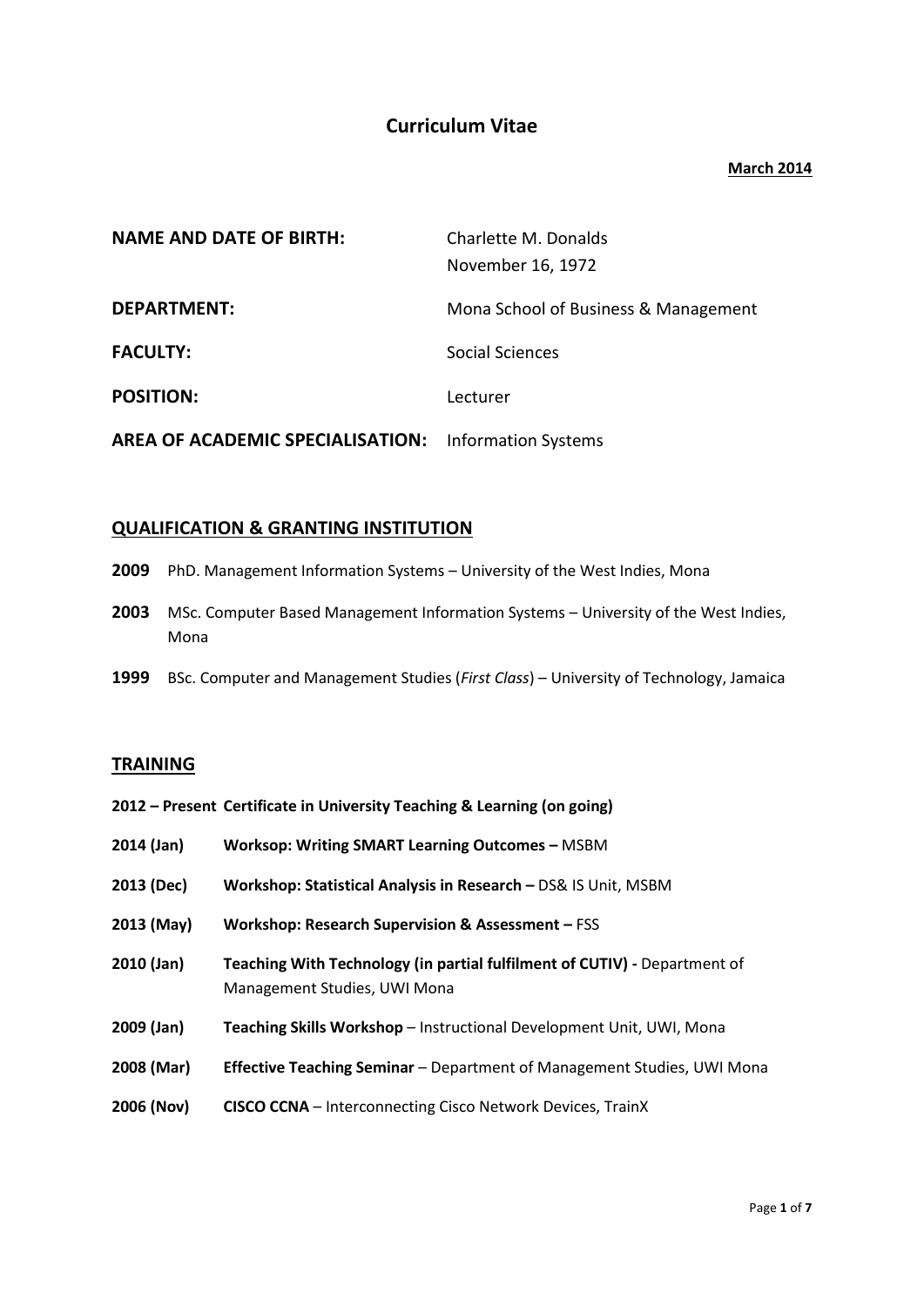# Curriculum Vitae

**March 2014**

**NAME AND DATE OF BIRTH:** Charlette M. Donalds
November 16, 1972

**DEPARTMENT:** Mona School of Business & Management

**FACULTY:** Social Sciences

**POSITION:** Lecturer

**AREA OF ACADEMIC SPECIALISATION:** Information Systems

## QUALIFICATION & GRANTING INSTITUTION

**2009** PhD. Management Information Systems – University of the West Indies, Mona

**2003** MSc. Computer Based Management Information Systems – University of the West Indies, Mona

**1999** BSc. Computer and Management Studies (*First Class*) – University of Technology, Jamaica

## TRAINING

**2012 – Present** **Certificate in University Teaching & Learning (on going)**

**2014 (Jan)** **Worksop: Writing SMART Learning Outcomes –** MSBM

**2013 (Dec)** **Workshop: Statistical Analysis in Research –** DS& IS Unit, MSBM

**2013 (May)** **Workshop: Research Supervision & Assessment –** FSS

**2010 (Jan)** **Teaching With Technology (in partial fulfilment of CUTIV) -** Department of Management Studies, UWI Mona

**2009 (Jan)** **Teaching Skills Workshop** – Instructional Development Unit, UWI, Mona

**2008 (Mar)** **Effective Teaching Seminar** – Department of Management Studies, UWI Mona

**2006 (Nov)** **CISCO CCNA** – Interconnecting Cisco Network Devices, TrainX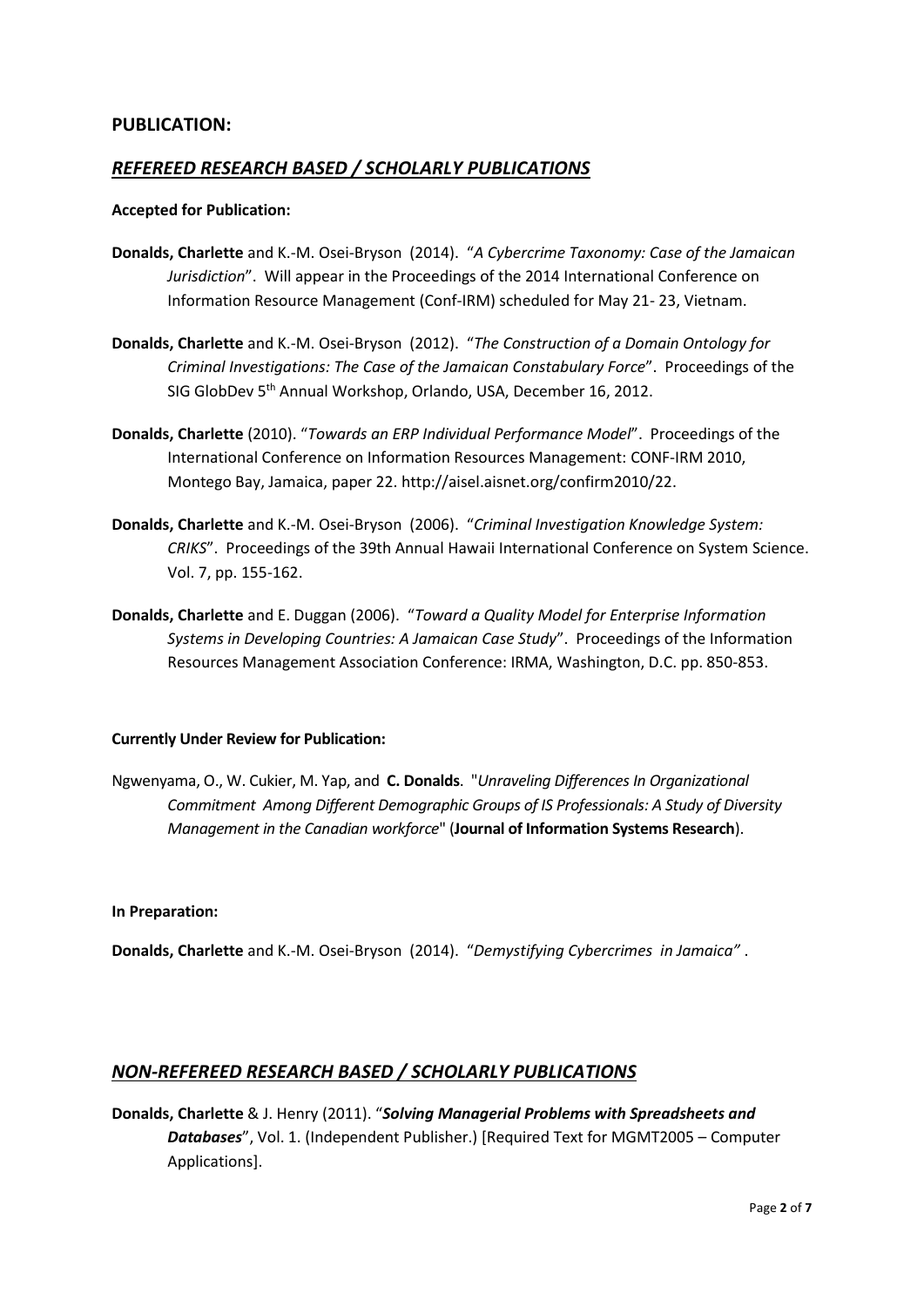## PUBLICATION:

## *REFEREED RESEARCH BASED / SCHOLARLY PUBLICATIONS*

**Accepted for Publication:**

**Donalds, Charlette** and K.-M. Osei-Bryson (2014). "*A Cybercrime Taxonomy: Case of the Jamaican Jurisdiction*". Will appear in the Proceedings of the 2014 International Conference on Information Resource Management (Conf-IRM) scheduled for May 21- 23, Vietnam.

**Donalds, Charlette** and K.-M. Osei-Bryson (2012). "*The Construction of a Domain Ontology for Criminal Investigations: The Case of the Jamaican Constabulary Force*". Proceedings of the SIG GlobDev 5th Annual Workshop, Orlando, USA, December 16, 2012.

**Donalds, Charlette** (2010). "*Towards an ERP Individual Performance Model*". Proceedings of the International Conference on Information Resources Management: CONF-IRM 2010, Montego Bay, Jamaica, paper 22. http://aisel.aisnet.org/confirm2010/22.

**Donalds, Charlette** and K.-M. Osei-Bryson (2006). "*Criminal Investigation Knowledge System: CRIKS*". Proceedings of the 39th Annual Hawaii International Conference on System Science. Vol. 7, pp. 155-162.

**Donalds, Charlette** and E. Duggan (2006). "*Toward a Quality Model for Enterprise Information Systems in Developing Countries: A Jamaican Case Study*". Proceedings of the Information Resources Management Association Conference: IRMA, Washington, D.C. pp. 850-853.

**Currently Under Review for Publication:**

Ngwenyama, O., W. Cukier, M. Yap, and **C. Donalds**. "*Unraveling Differences In Organizational Commitment Among Different Demographic Groups of IS Professionals: A Study of Diversity Management in the Canadian workforce*" (**Journal of Information Systems Research**).

**In Preparation:**

**Donalds, Charlette** and K.-M. Osei-Bryson (2014). "*Demystifying Cybercrimes in Jamaica"* .

## *NON-REFEREED RESEARCH BASED / SCHOLARLY PUBLICATIONS*

**Donalds, Charlette** & J. Henry (2011). "***Solving Managerial Problems with Spreadsheets and Databases***", Vol. 1. (Independent Publisher.) [Required Text for MGMT2005 – Computer Applications].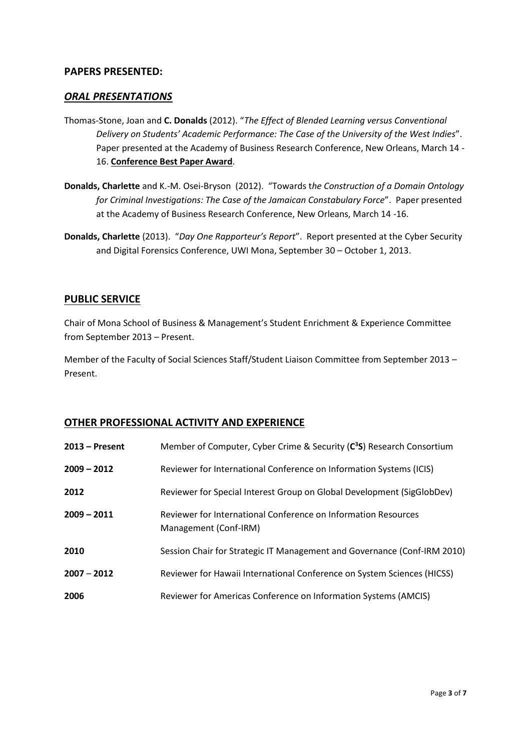## PAPERS PRESENTED:

### *ORAL PRESENTATIONS*

Thomas-Stone, Joan and **C. Donalds** (2012). "*The Effect of Blended Learning versus Conventional Delivery on Students' Academic Performance: The Case of the University of the West Indies*". Paper presented at the Academy of Business Research Conference, New Orleans, March 14 - 16. **Conference Best Paper Award**.

**Donalds, Charlette** and K.-M. Osei-Bryson (2012). "Towards t*he Construction of a Domain Ontology for Criminal Investigations: The Case of the Jamaican Constabulary Force*". Paper presented at the Academy of Business Research Conference, New Orleans, March 14 -16.

**Donalds, Charlette** (2013). "*Day One Rapporteur's Report*". Report presented at the Cyber Security and Digital Forensics Conference, UWI Mona, September 30 – October 1, 2013.

## PUBLIC SERVICE

Chair of Mona School of Business & Management's Student Enrichment & Experience Committee from September 2013 – Present.

Member of the Faculty of Social Sciences Staff/Student Liaison Committee from September 2013 – Present.

## OTHER PROFESSIONAL ACTIVITY AND EXPERIENCE

| | |
|---|---|
| **2013 – Present** | Member of Computer, Cyber Crime & Security (**C$^3$S**) Research Consortium |
| **2009 – 2012** | Reviewer for International Conference on Information Systems (ICIS) |
| **2012** | Reviewer for Special Interest Group on Global Development (SigGlobDev) |
| **2009 – 2011** | Reviewer for International Conference on Information Resources Management (Conf-IRM) |
| **2010** | Session Chair for Strategic IT Management and Governance (Conf-IRM 2010) |
| **2007 – 2012** | Reviewer for Hawaii International Conference on System Sciences (HICSS) |
| **2006** | Reviewer for Americas Conference on Information Systems (AMCIS) |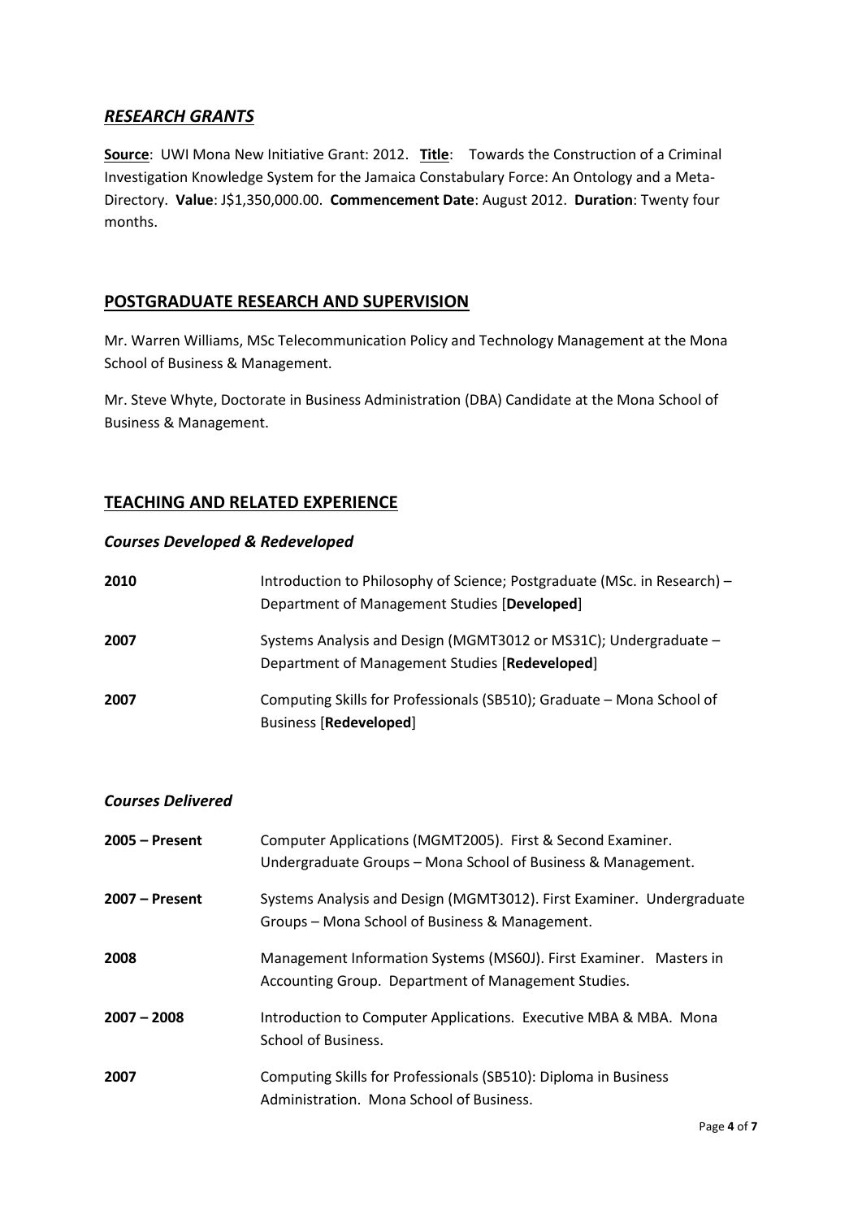## *RESEARCH GRANTS*

**Source**: UWI Mona New Initiative Grant: 2012. **Title**: Towards the Construction of a Criminal Investigation Knowledge System for the Jamaica Constabulary Force: An Ontology and a Meta-Directory. **Value**: J$1,350,000.00. **Commencement Date**: August 2012. **Duration**: Twenty four months.

## POSTGRADUATE RESEARCH AND SUPERVISION

Mr. Warren Williams, MSc Telecommunication Policy and Technology Management at the Mona School of Business & Management.

Mr. Steve Whyte, Doctorate in Business Administration (DBA) Candidate at the Mona School of Business & Management.

## TEACHING AND RELATED EXPERIENCE

### *Courses Developed & Redeveloped*

| | |
|---|---|
| **2010** | Introduction to Philosophy of Science; Postgraduate (MSc. in Research) – Department of Management Studies [**Developed**] |
| **2007** | Systems Analysis and Design (MGMT3012 or MS31C); Undergraduate – Department of Management Studies [**Redeveloped**] |
| **2007** | Computing Skills for Professionals (SB510); Graduate – Mona School of Business [**Redeveloped**] |

### *Courses Delivered*

| | |
|---|---|
| **2005 – Present** | Computer Applications (MGMT2005). First & Second Examiner. Undergraduate Groups – Mona School of Business & Management. |
| **2007 – Present** | Systems Analysis and Design (MGMT3012). First Examiner. Undergraduate Groups – Mona School of Business & Management. |
| **2008** | Management Information Systems (MS60J). First Examiner. Masters in Accounting Group. Department of Management Studies. |
| **2007 – 2008** | Introduction to Computer Applications. Executive MBA & MBA. Mona School of Business. |
| **2007** | Computing Skills for Professionals (SB510): Diploma in Business Administration. Mona School of Business. |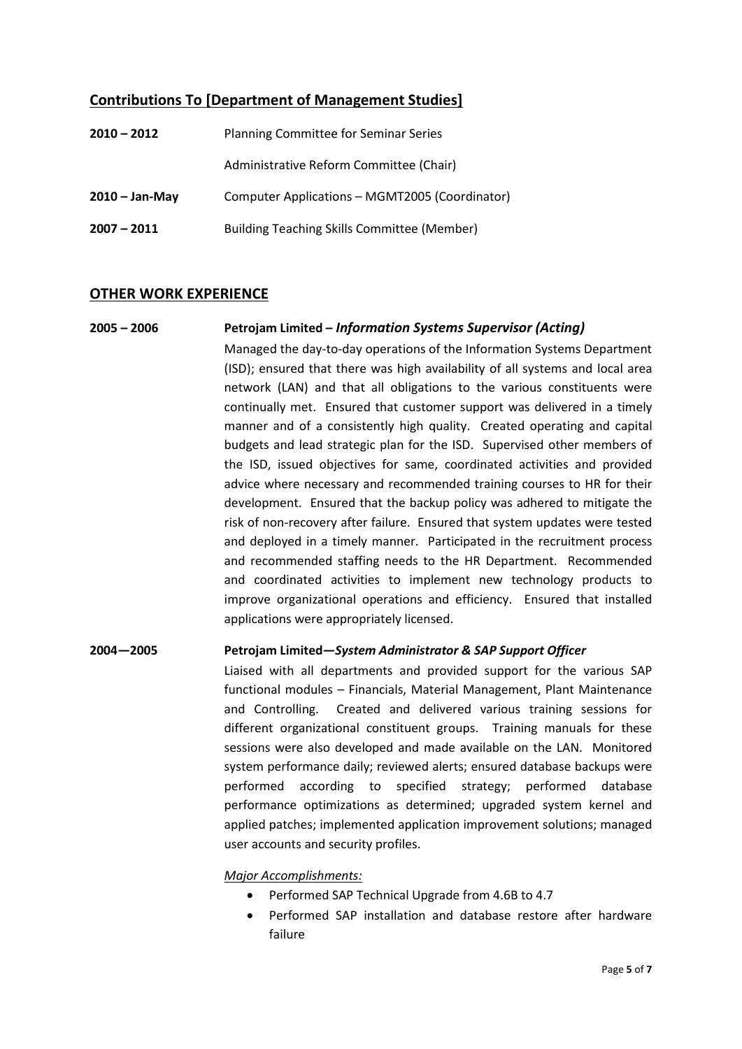## Contributions To [Department of Management Studies]

**2010 – 2012** Planning Committee for Seminar Series

Administrative Reform Committee (Chair)

**2010 – Jan-May** Computer Applications – MGMT2005 (Coordinator)

**2007 – 2011** Building Teaching Skills Committee (Member)

## OTHER WORK EXPERIENCE

**2005 – 2006** **Petrojam Limited –** ***Information Systems Supervisor (Acting)***

Managed the day-to-day operations of the Information Systems Department (ISD); ensured that there was high availability of all systems and local area network (LAN) and that all obligations to the various constituents were continually met. Ensured that customer support was delivered in a timely manner and of a consistently high quality. Created operating and capital budgets and lead strategic plan for the ISD. Supervised other members of the ISD, issued objectives for same, coordinated activities and provided advice where necessary and recommended training courses to HR for their development. Ensured that the backup policy was adhered to mitigate the risk of non-recovery after failure. Ensured that system updates were tested and deployed in a timely manner. Participated in the recruitment process and recommended staffing needs to the HR Department. Recommended and coordinated activities to implement new technology products to improve organizational operations and efficiency. Ensured that installed applications were appropriately licensed.

**2004—2005** **Petrojam Limited—*System Administrator & SAP Support Officer***

Liaised with all departments and provided support for the various SAP functional modules – Financials, Material Management, Plant Maintenance and Controlling. Created and delivered various training sessions for different organizational constituent groups. Training manuals for these sessions were also developed and made available on the LAN. Monitored system performance daily; reviewed alerts; ensured database backups were performed according to specified strategy; performed database performance optimizations as determined; upgraded system kernel and applied patches; implemented application improvement solutions; managed user accounts and security profiles.

*Major Accomplishments:*

- Performed SAP Technical Upgrade from 4.6B to 4.7
- Performed SAP installation and database restore after hardware failure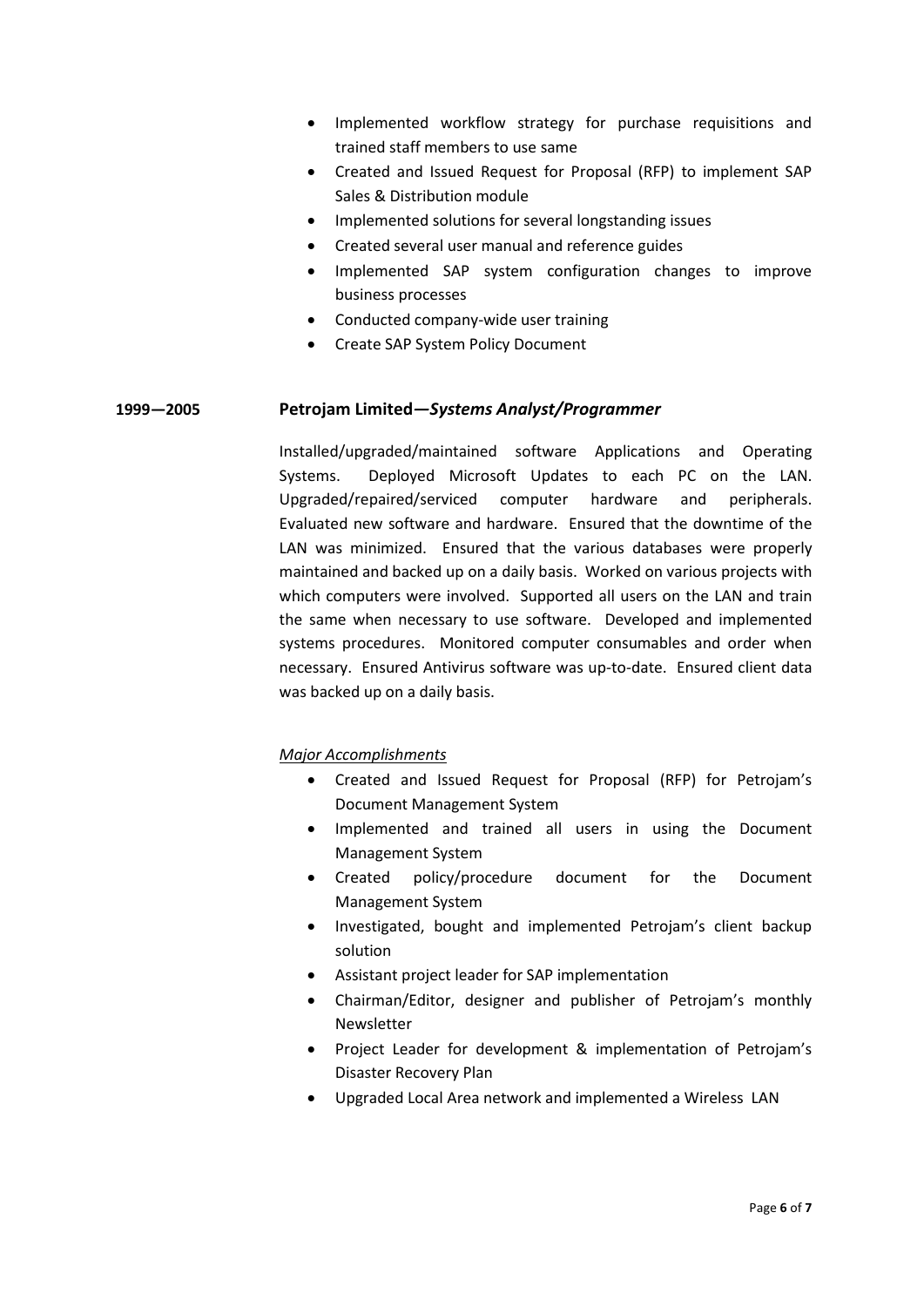- Implemented workflow strategy for purchase requisitions and trained staff members to use same
- Created and Issued Request for Proposal (RFP) to implement SAP Sales & Distribution module
- Implemented solutions for several longstanding issues
- Created several user manual and reference guides
- Implemented SAP system configuration changes to improve business processes
- Conducted company-wide user training
- Create SAP System Policy Document

**1999—2005** **Petrojam Limited—*Systems Analyst/Programmer***

Installed/upgraded/maintained software Applications and Operating Systems. Deployed Microsoft Updates to each PC on the LAN. Upgraded/repaired/serviced computer hardware and peripherals. Evaluated new software and hardware. Ensured that the downtime of the LAN was minimized. Ensured that the various databases were properly maintained and backed up on a daily basis. Worked on various projects with which computers were involved. Supported all users on the LAN and train the same when necessary to use software. Developed and implemented systems procedures. Monitored computer consumables and order when necessary. Ensured Antivirus software was up-to-date. Ensured client data was backed up on a daily basis.

*Major Accomplishments*

- Created and Issued Request for Proposal (RFP) for Petrojam's Document Management System
- Implemented and trained all users in using the Document Management System
- Created policy/procedure document for the Document Management System
- Investigated, bought and implemented Petrojam's client backup solution
- Assistant project leader for SAP implementation
- Chairman/Editor, designer and publisher of Petrojam's monthly Newsletter
- Project Leader for development & implementation of Petrojam's Disaster Recovery Plan
- Upgraded Local Area network and implemented a Wireless LAN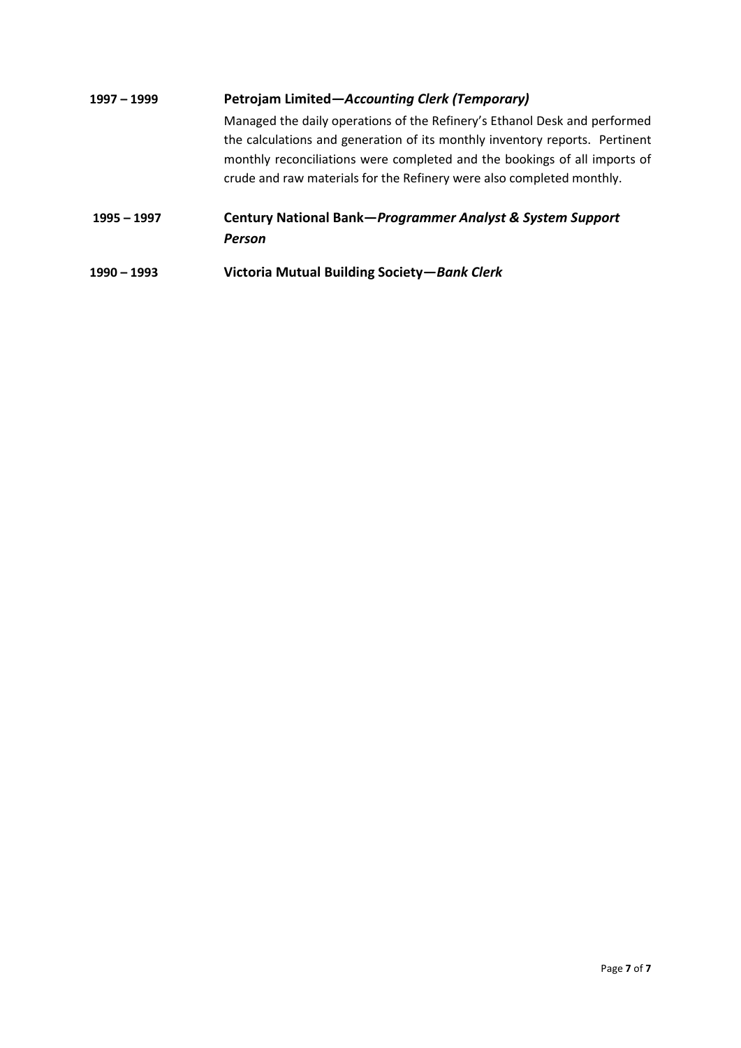**1997 – 1999** **Petrojam Limited—*Accounting Clerk (Temporary)***

Managed the daily operations of the Refinery's Ethanol Desk and performed the calculations and generation of its monthly inventory reports. Pertinent monthly reconciliations were completed and the bookings of all imports of crude and raw materials for the Refinery were also completed monthly.

**1995 – 1997** **Century National Bank—*Programmer Analyst & System Support Person***

**1990 – 1993** **Victoria Mutual Building Society—*Bank Clerk***